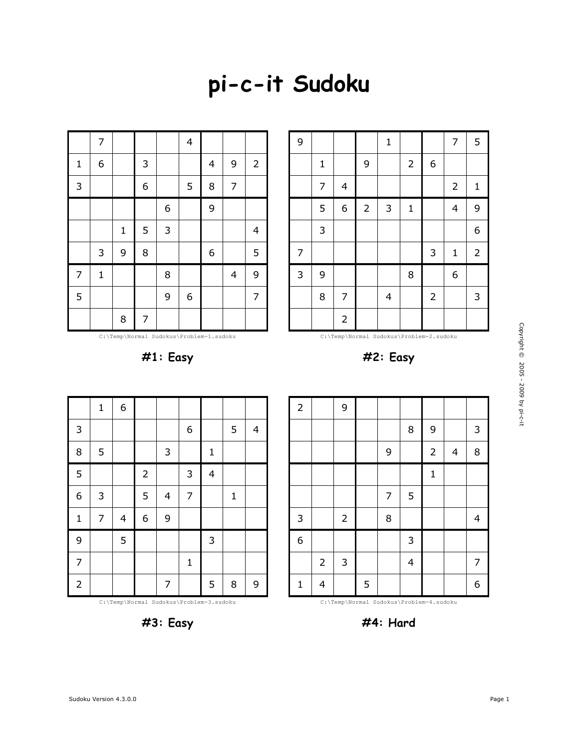# pi-c-it Sudoku

|   |   |   |   |   |   |   |   |   |
|---|---|---|---|---|---|---|---|---|
|  | 7 |  |  |  | 4 |  |  |  |
| 1 | 6 |  | 3 |  |  | 4 | 9 | 2 |
| 3 |  |  | 6 |  | 5 | 8 | 7 |  |
|  |  |  |  | 6 |  | 9 |  |  |
|  |  | 1 | 5 | 3 |  |  |  | 4 |
|  | 3 | 9 | 8 |  |  | 6 |  | 5 |
| 7 | 1 |  |  | 8 |  |  | 4 | 9 |
| 5 |  |  |  | 9 | 6 |  |  | 7 |
|  |  | 8 | 7 |  |  |  |  |  |

C:\Temp\Normal Sudokus\Problem-1.sudoku

**#1: Easy**

|   |   |   |   |   |   |   |   |   |
|---|---|---|---|---|---|---|---|---|
| 9 |  |  |  | 1 |  |  | 7 | 5 |
|  | 1 |  | 9 |  | 2 | 6 |  |  |
|  | 7 | 4 |  |  |  |  | 2 | 1 |
|  | 5 | 6 | 2 | 3 | 1 |  | 4 | 9 |
|  | 3 |  |  |  |  |  |  | 6 |
| 7 |  |  |  |  |  | 3 | 1 | 2 |
| 3 | 9 |  |  |  | 8 |  | 6 |  |
|  | 8 | 7 |  | 4 |  | 2 |  | 3 |
|  |  | 2 |  |  |  |  |  |  |

C:\Temp\Normal Sudokus\Problem-2.sudoku

**#2: Easy**

|   |   |   |   |   |   |   |   |   |
|---|---|---|---|---|---|---|---|---|
|  | 1 | 6 |  |  |  |  |  |  |
| 3 |  |  |  |  | 6 |  | 5 | 4 |
| 8 | 5 |  |  | 3 |  | 1 |  |  |
| 5 |  |  | 2 |  | 3 | 4 |  |  |
| 6 | 3 |  | 5 | 4 | 7 |  | 1 |  |
| 1 | 7 | 4 | 6 | 9 |  |  |  |  |
| 9 |  | 5 |  |  |  | 3 |  |  |
| 7 |  |  |  |  | 1 |  |  |  |
| 2 |  |  |  | 7 |  | 5 | 8 | 9 |

C:\Temp\Normal Sudokus\Problem-3.sudoku

**#3: Easy**

|   |   |   |   |   |   |   |   |   |
|---|---|---|---|---|---|---|---|---|
| 2 |  | 9 |  |  |  |  |  |  |
|  |  |  |  |  | 8 | 9 |  | 3 |
|  |  |  |  | 9 |  | 2 | 4 | 8 |
|  |  |  |  |  |  | 1 |  |  |
|  |  |  |  | 7 | 5 |  |  |  |
| 3 |  | 2 |  | 8 |  |  |  | 4 |
| 6 |  |  |  |  | 3 |  |  |  |
|  | 2 | 3 |  |  | 4 |  |  | 7 |
| 1 | 4 |  | 5 |  |  |  |  | 6 |

C:\Temp\Normal Sudokus\Problem-4.sudoku

**#4: Hard**

Copyright © 2005 - 2009 by pi-c-it

Sudoku Version 4.3.0.0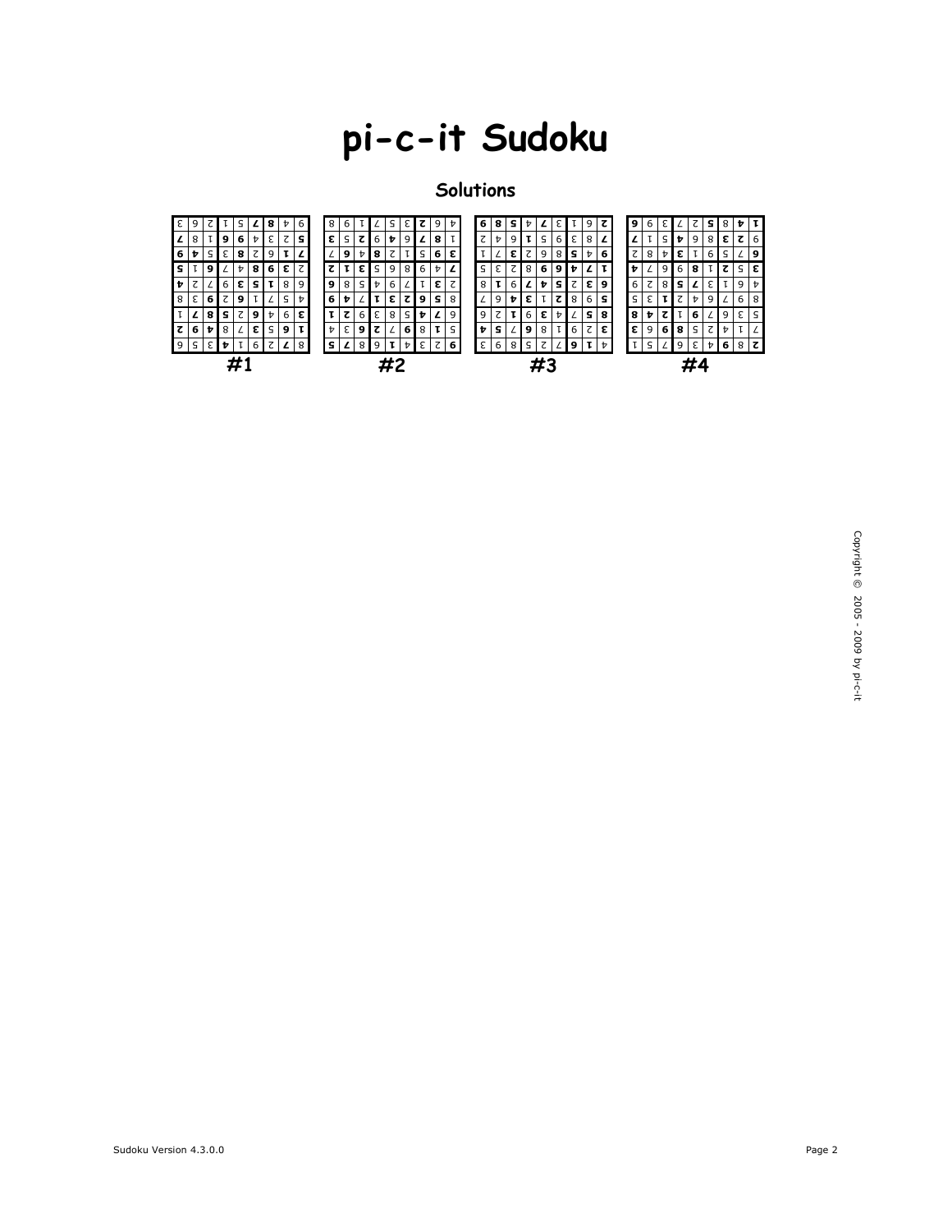# pi-c-it Sudoku

## Solutions

| | | | | | | | | |
|---|---|---|---|---|---|---|---|---|
| 3 | 6 | 2 | 1 | 5 | 7 | 8 | 4 | 9 |
| 7 | 8 | 1 | 6 | 9 | 4 | 3 | 2 | 5 |
| 9 | 4 | 5 | 3 | 8 | 2 | 6 | 1 | 7 |
| 5 | 1 | 6 | 7 | 4 | 8 | 9 | 3 | 2 |
| 4 | 2 | 7 | 9 | 3 | 5 | 1 | 8 | 6 |
| 8 | 3 | 9 | 2 | 6 | 1 | 7 | 5 | 4 |
| 1 | 7 | 8 | 5 | 2 | 6 | 4 | 9 | 3 |
| 2 | 9 | 4 | 8 | 7 | 3 | 5 | 6 | 1 |
| 6 | 5 | 3 | 4 | 1 | 9 | 2 | 7 | 8 |

#1

| | | | | | | | | |
|---|---|---|---|---|---|---|---|---|
| 8 | 9 | 1 | 7 | 5 | 3 | 2 | 6 | 4 |
| 3 | 5 | 2 | 9 | 4 | 6 | 7 | 8 | 1 |
| 7 | 6 | 4 | 8 | 2 | 1 | 5 | 9 | 3 |
| 2 | 1 | 3 | 5 | 6 | 8 | 9 | 4 | 7 |
| 6 | 8 | 5 | 4 | 9 | 7 | 1 | 3 | 2 |
| 9 | 4 | 7 | 1 | 3 | 2 | 6 | 5 | 8 |
| 1 | 2 | 9 | 3 | 8 | 5 | 4 | 7 | 6 |
| 4 | 3 | 6 | 2 | 7 | 9 | 8 | 1 | 5 |
| 5 | 7 | 8 | 6 | 1 | 4 | 3 | 2 | 9 |

#2

| | | | | | | | | |
|---|---|---|---|---|---|---|---|---|
| 9 | 8 | 5 | 4 | 7 | 3 | 1 | 6 | 2 |
| 2 | 4 | 6 | 1 | 5 | 9 | 3 | 8 | 7 |
| 1 | 7 | 3 | 2 | 6 | 8 | 5 | 4 | 9 |
| 5 | 3 | 2 | 8 | 9 | 6 | 4 | 7 | 1 |
| 8 | 1 | 9 | 7 | 4 | 5 | 2 | 3 | 6 |
| 7 | 6 | 4 | 3 | 1 | 2 | 8 | 9 | 5 |
| 6 | 2 | 1 | 9 | 3 | 4 | 7 | 5 | 8 |
| 4 | 5 | 7 | 6 | 8 | 1 | 9 | 2 | 3 |
| 3 | 9 | 8 | 5 | 2 | 7 | 6 | 1 | 4 |

#3

| | | | | | | | | |
|---|---|---|---|---|---|---|---|---|
| 6 | 9 | 3 | 7 | 2 | 5 | 8 | 4 | 1 |
| 7 | 1 | 5 | 4 | 6 | 8 | 3 | 2 | 9 |
| 2 | 8 | 4 | 3 | 1 | 9 | 5 | 7 | 6 |
| 4 | 7 | 6 | 9 | 8 | 1 | 2 | 5 | 3 |
| 9 | 2 | 8 | 5 | 7 | 3 | 1 | 6 | 4 |
| 5 | 3 | 1 | 2 | 4 | 6 | 7 | 9 | 8 |
| 8 | 4 | 2 | 1 | 9 | 7 | 6 | 3 | 5 |
| 3 | 6 | 9 | 8 | 5 | 2 | 4 | 1 | 7 |
| 1 | 5 | 7 | 6 | 3 | 4 | 9 | 8 | 2 |

#4

Copyright © 2005 - 2009 by pi-c-it